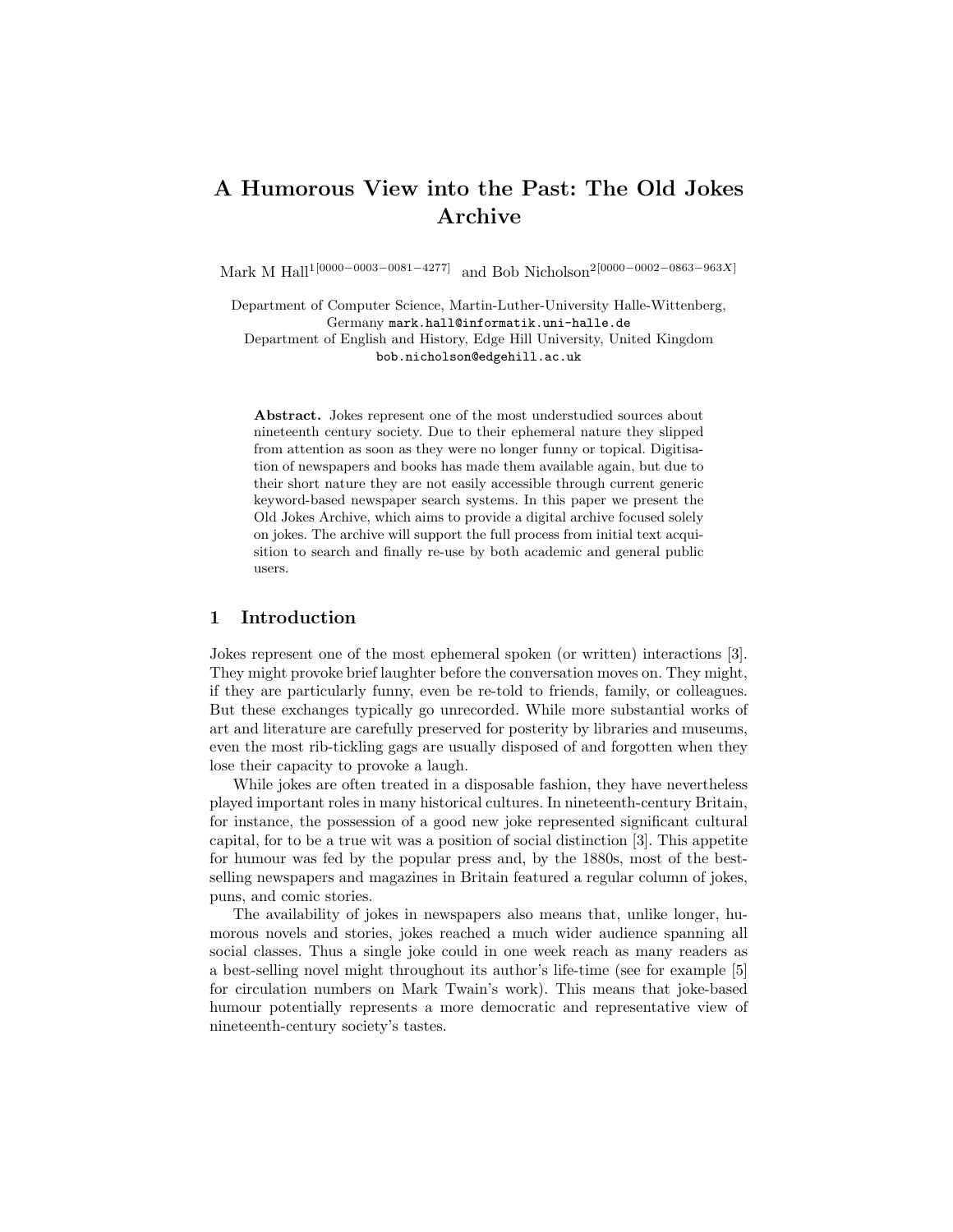# A Humorous View into the Past: The Old Jokes Archive

Mark M Hall[1] [0000-0003-0081-4277] and Bob Nicholson[2] [0000-0002-0863-963X]

Department of Computer Science, Martin-Luther-University Halle-Wittenberg, Germany mark.hall@informatik.uni-halle.de
Department of English and History, Edge Hill University, United Kingdom bob.nicholson@edgehill.ac.uk

**Abstract.** Jokes represent one of the most understudied sources about nineteenth century society. Due to their ephemeral nature they slipped from attention as soon as they were no longer funny or topical. Digitisation of newspapers and books has made them available again, but due to their short nature they are not easily accessible through current generic keyword-based newspaper search systems. In this paper we present the Old Jokes Archive, which aims to provide a digital archive focused solely on jokes. The archive will support the full process from initial text acquisition to search and finally re-use by both academic and general public users.

## 1 Introduction

Jokes represent one of the most ephemeral spoken (or written) interactions [3]. They might provoke brief laughter before the conversation moves on. They might, if they are particularly funny, even be re-told to friends, family, or colleagues. But these exchanges typically go unrecorded. While more substantial works of art and literature are carefully preserved for posterity by libraries and museums, even the most rib-tickling gags are usually disposed of and forgotten when they lose their capacity to provoke a laugh.

While jokes are often treated in a disposable fashion, they have nevertheless played important roles in many historical cultures. In nineteenth-century Britain, for instance, the possession of a good new joke represented significant cultural capital, for to be a true wit was a position of social distinction [3]. This appetite for humour was fed by the popular press and, by the 1880s, most of the best-selling newspapers and magazines in Britain featured a regular column of jokes, puns, and comic stories.

The availability of jokes in newspapers also means that, unlike longer, humorous novels and stories, jokes reached a much wider audience spanning all social classes. Thus a single joke could in one week reach as many readers as a best-selling novel might throughout its author's life-time (see for example [5] for circulation numbers on Mark Twain's work). This means that joke-based humour potentially represents a more democratic and representative view of nineteenth-century society's tastes.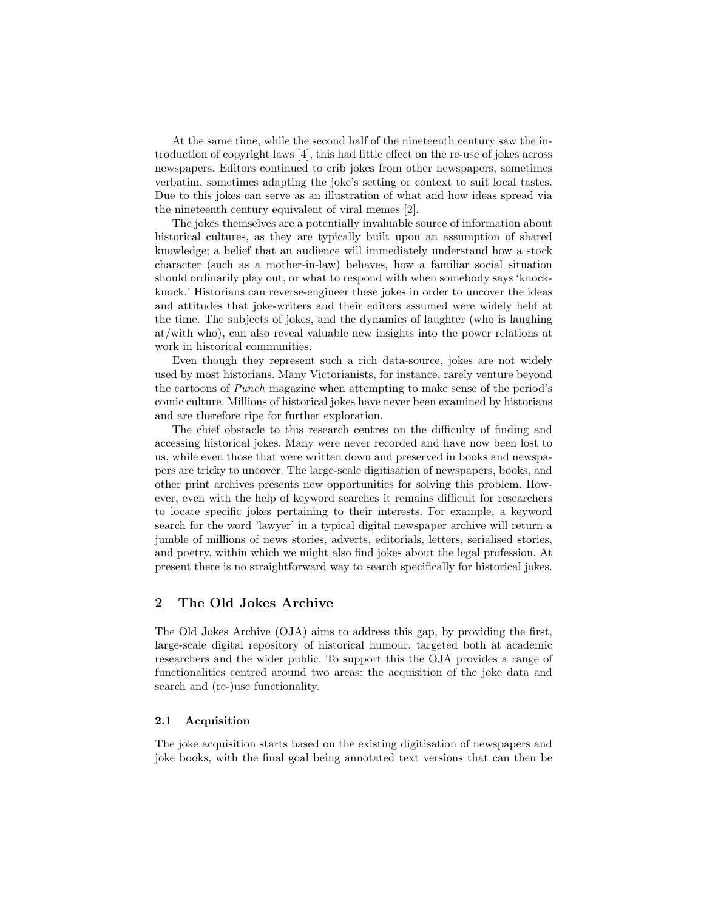At the same time, while the second half of the nineteenth century saw the introduction of copyright laws [4], this had little effect on the re-use of jokes across newspapers. Editors continued to crib jokes from other newspapers, sometimes verbatim, sometimes adapting the joke's setting or context to suit local tastes. Due to this jokes can serve as an illustration of what and how ideas spread via the nineteenth century equivalent of viral memes [2].

The jokes themselves are a potentially invaluable source of information about historical cultures, as they are typically built upon an assumption of shared knowledge; a belief that an audience will immediately understand how a stock character (such as a mother-in-law) behaves, how a familiar social situation should ordinarily play out, or what to respond with when somebody says 'knock-knock.' Historians can reverse-engineer these jokes in order to uncover the ideas and attitudes that joke-writers and their editors assumed were widely held at the time. The subjects of jokes, and the dynamics of laughter (who is laughing at/with who), can also reveal valuable new insights into the power relations at work in historical communities.

Even though they represent such a rich data-source, jokes are not widely used by most historians. Many Victorianists, for instance, rarely venture beyond the cartoons of *Punch* magazine when attempting to make sense of the period's comic culture. Millions of historical jokes have never been examined by historians and are therefore ripe for further exploration.

The chief obstacle to this research centres on the difficulty of finding and accessing historical jokes. Many were never recorded and have now been lost to us, while even those that were written down and preserved in books and newspapers are tricky to uncover. The large-scale digitisation of newspapers, books, and other print archives presents new opportunities for solving this problem. However, even with the help of keyword searches it remains difficult for researchers to locate specific jokes pertaining to their interests. For example, a keyword search for the word 'lawyer' in a typical digital newspaper archive will return a jumble of millions of news stories, adverts, editorials, letters, serialised stories, and poetry, within which we might also find jokes about the legal profession. At present there is no straightforward way to search specifically for historical jokes.

## 2 The Old Jokes Archive

The Old Jokes Archive (OJA) aims to address this gap, by providing the first, large-scale digital repository of historical humour, targeted both at academic researchers and the wider public. To support this the OJA provides a range of functionalities centred around two areas: the acquisition of the joke data and search and (re-)use functionality.

### 2.1 Acquisition

The joke acquisition starts based on the existing digitisation of newspapers and joke books, with the final goal being annotated text versions that can then be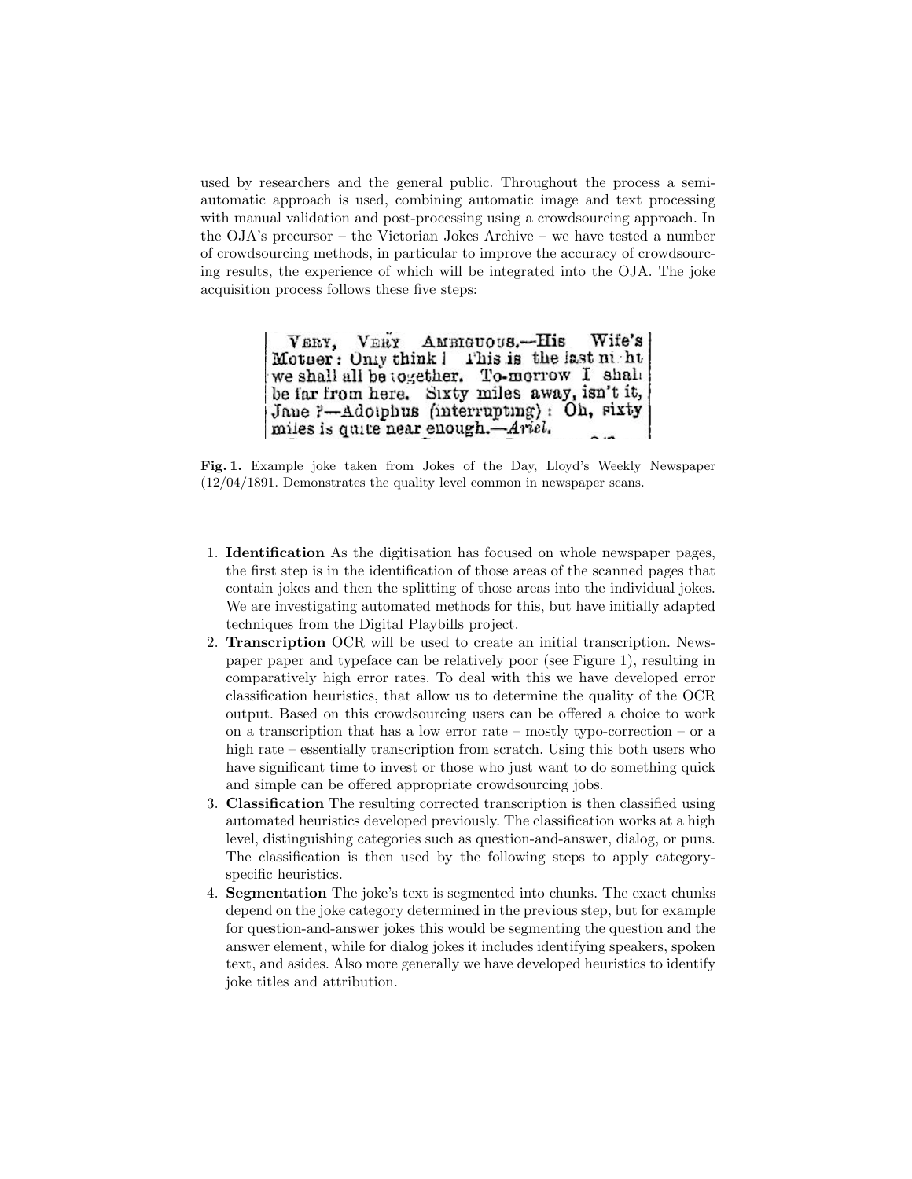used by researchers and the general public. Throughout the process a semi-automatic approach is used, combining automatic image and text processing with manual validation and post-processing using a crowdsourcing approach. In the OJA's precursor – the Victorian Jokes Archive – we have tested a number of crowdsourcing methods, in particular to improve the accuracy of crowdsourcing results, the experience of which will be integrated into the OJA. The joke acquisition process follows these five steps:

**Fig. 1.** Example joke taken from Jokes of the Day, Lloyd's Weekly Newspaper (12/04/1891. Demonstrates the quality level common in newspaper scans.

1. **Identification** As the digitisation has focused on whole newspaper pages, the first step is in the identification of those areas of the scanned pages that contain jokes and then the splitting of those areas into the individual jokes. We are investigating automated methods for this, but have initially adapted techniques from the Digital Playbills project.
2. **Transcription** OCR will be used to create an initial transcription. Newspaper paper and typeface can be relatively poor (see Figure 1), resulting in comparatively high error rates. To deal with this we have developed error classification heuristics, that allow us to determine the quality of the OCR output. Based on this crowdsourcing users can be offered a choice to work on a transcription that has a low error rate – mostly typo-correction – or a high rate – essentially transcription from scratch. Using this both users who have significant time to invest or those who just want to do something quick and simple can be offered appropriate crowdsourcing jobs.
3. **Classification** The resulting corrected transcription is then classified using automated heuristics developed previously. The classification works at a high level, distinguishing categories such as question-and-answer, dialog, or puns. The classification is then used by the following steps to apply category-specific heuristics.
4. **Segmentation** The joke's text is segmented into chunks. The exact chunks depend on the joke category determined in the previous step, but for example for question-and-answer jokes this would be segmenting the question and the answer element, while for dialog jokes it includes identifying speakers, spoken text, and asides. Also more generally we have developed heuristics to identify joke titles and attribution.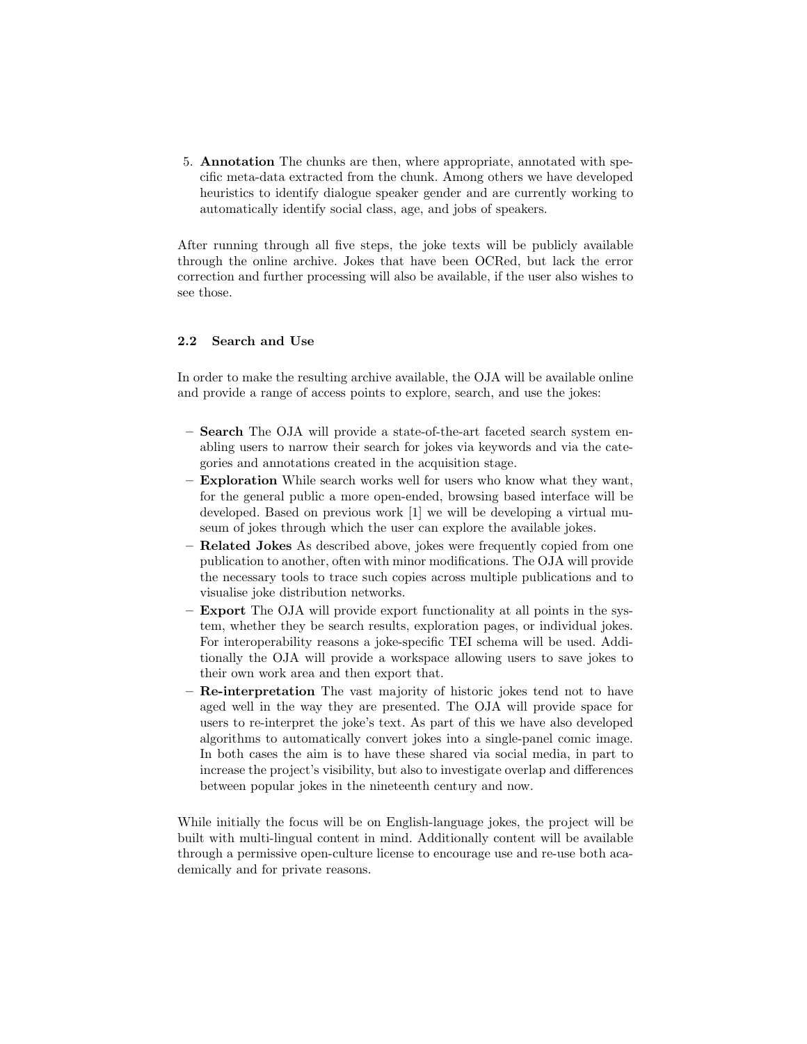5. **Annotation** The chunks are then, where appropriate, annotated with specific meta-data extracted from the chunk. Among others we have developed heuristics to identify dialogue speaker gender and are currently working to automatically identify social class, age, and jobs of speakers.

After running through all five steps, the joke texts will be publicly available through the online archive. Jokes that have been OCRed, but lack the error correction and further processing will also be available, if the user also wishes to see those.

### 2.2 Search and Use

In order to make the resulting archive available, the OJA will be available online and provide a range of access points to explore, search, and use the jokes:

- **Search** The OJA will provide a state-of-the-art faceted search system enabling users to narrow their search for jokes via keywords and via the categories and annotations created in the acquisition stage.
- **Exploration** While search works well for users who know what they want, for the general public a more open-ended, browsing based interface will be developed. Based on previous work [1] we will be developing a virtual museum of jokes through which the user can explore the available jokes.
- **Related Jokes** As described above, jokes were frequently copied from one publication to another, often with minor modifications. The OJA will provide the necessary tools to trace such copies across multiple publications and to visualise joke distribution networks.
- **Export** The OJA will provide export functionality at all points in the system, whether they be search results, exploration pages, or individual jokes. For interoperability reasons a joke-specific TEI schema will be used. Additionally the OJA will provide a workspace allowing users to save jokes to their own work area and then export that.
- **Re-interpretation** The vast majority of historic jokes tend not to have aged well in the way they are presented. The OJA will provide space for users to re-interpret the joke's text. As part of this we have also developed algorithms to automatically convert jokes into a single-panel comic image. In both cases the aim is to have these shared via social media, in part to increase the project's visibility, but also to investigate overlap and differences between popular jokes in the nineteenth century and now.

While initially the focus will be on English-language jokes, the project will be built with multi-lingual content in mind. Additionally content will be available through a permissive open-culture license to encourage use and re-use both academically and for private reasons.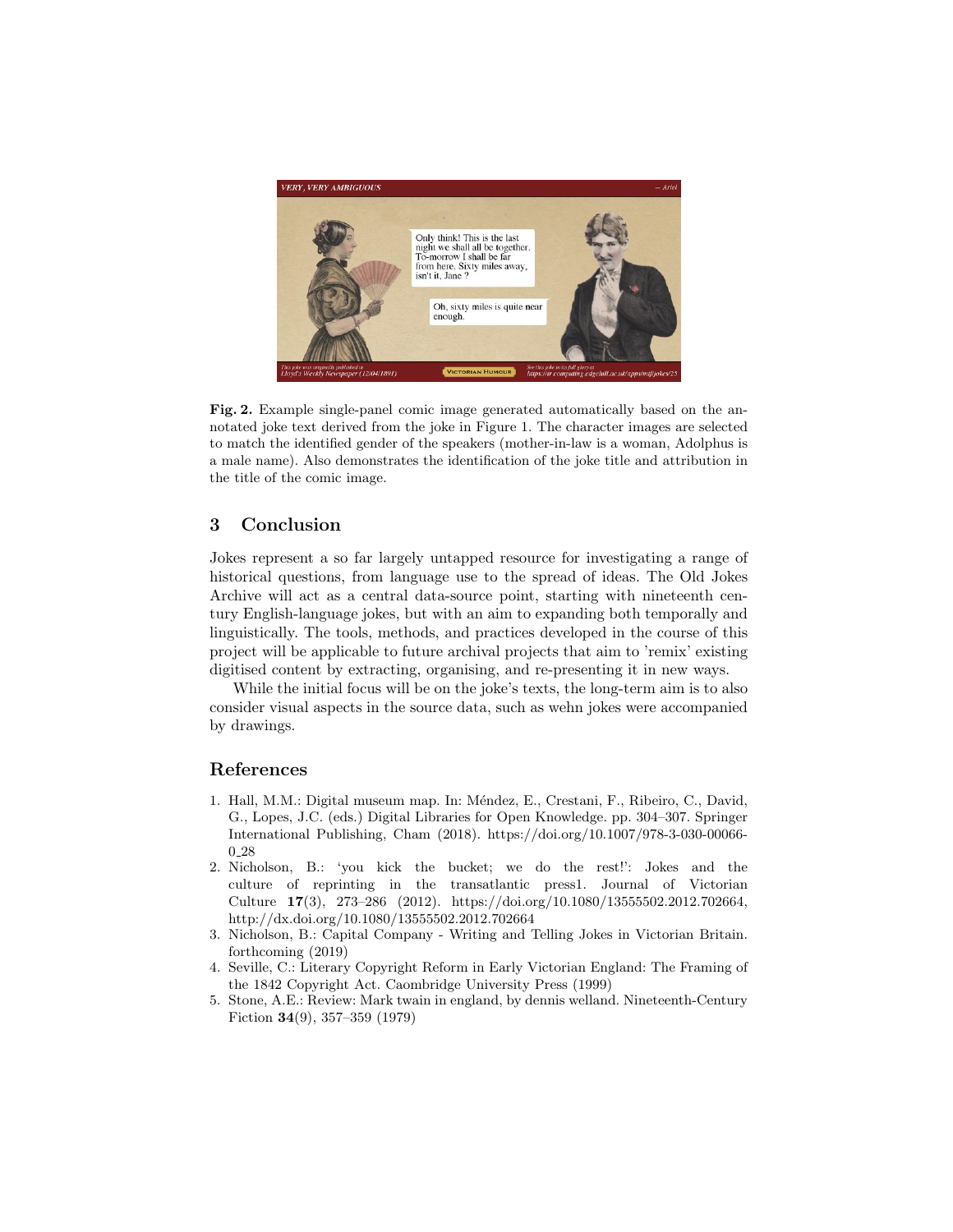**Fig. 2.** Example single-panel comic image generated automatically based on the annotated joke text derived from the joke in Figure 1. The character images are selected to match the identified gender of the speakers (mother-in-law is a woman, Adolphus is a male name). Also demonstrates the identification of the joke title and attribution in the title of the comic image.

## 3 Conclusion

Jokes represent a so far largely untapped resource for investigating a range of historical questions, from language use to the spread of ideas. The Old Jokes Archive will act as a central data-source point, starting with nineteenth century English-language jokes, but with an aim to expanding both temporally and linguistically. The tools, methods, and practices developed in the course of this project will be applicable to future archival projects that aim to 'remix' existing digitised content by extracting, organising, and re-presenting it in new ways.

While the initial focus will be on the joke's texts, the long-term aim is to also consider visual aspects in the source data, such as wehn jokes were accompanied by drawings.

## References

1. Hall, M.M.: Digital museum map. In: Méndez, E., Crestani, F., Ribeiro, C., David, G., Lopes, J.C. (eds.) Digital Libraries for Open Knowledge. pp. 304–307. Springer International Publishing, Cham (2018). https://doi.org/10.1007/978-3-030-00066-0_28
2. Nicholson, B.: 'you kick the bucket; we do the rest!': Jokes and the culture of reprinting in the transatlantic press1. Journal of Victorian Culture **17**(3), 273–286 (2012). https://doi.org/10.1080/13555502.2012.702664, http://dx.doi.org/10.1080/13555502.2012.702664
3. Nicholson, B.: Capital Company - Writing and Telling Jokes in Victorian Britain. forthcoming (2019)
4. Seville, C.: Literary Copyright Reform in Early Victorian England: The Framing of the 1842 Copyright Act. Caombridge University Press (1999)
5. Stone, A.E.: Review: Mark twain in england, by dennis welland. Nineteenth-Century Fiction **34**(9), 357–359 (1979)